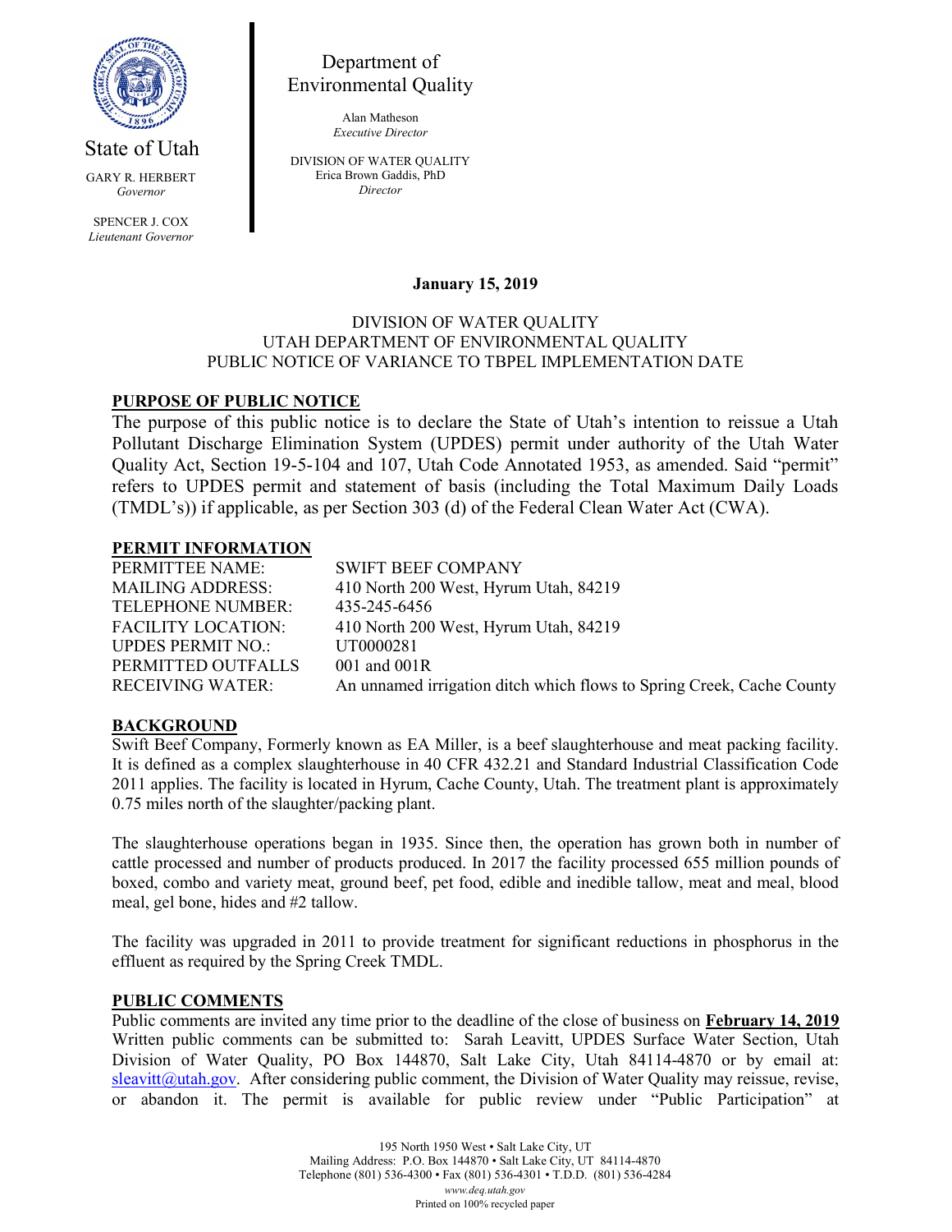State of Utah

GARY R. HERBERT
*Governor*

SPENCER J. COX
*Lieutenant Governor*

Department of Environmental Quality

Alan Matheson
*Executive Director*

DIVISION OF WATER QUALITY
Erica Brown Gaddis, PhD
*Director*

**January 15, 2019**

DIVISION OF WATER QUALITY
UTAH DEPARTMENT OF ENVIRONMENTAL QUALITY
PUBLIC NOTICE OF VARIANCE TO TBPEL IMPLEMENTATION DATE

## PURPOSE OF PUBLIC NOTICE

The purpose of this public notice is to declare the State of Utah's intention to reissue a Utah Pollutant Discharge Elimination System (UPDES) permit under authority of the Utah Water Quality Act, Section 19-5-104 and 107, Utah Code Annotated 1953, as amended. Said "permit" refers to UPDES permit and statement of basis (including the Total Maximum Daily Loads (TMDL's)) if applicable, as per Section 303 (d) of the Federal Clean Water Act (CWA).

## PERMIT INFORMATION

| | |
|---|---|
| PERMITTEE NAME: | SWIFT BEEF COMPANY |
| MAILING ADDRESS: | 410 North 200 West, Hyrum Utah, 84219 |
| TELEPHONE NUMBER: | 435-245-6456 |
| FACILITY LOCATION: | 410 North 200 West, Hyrum Utah, 84219 |
| UPDES PERMIT NO.: | UT0000281 |
| PERMITTED OUTFALLS | 001 and 001R |
| RECEIVING WATER: | An unnamed irrigation ditch which flows to Spring Creek, Cache County |

## BACKGROUND

Swift Beef Company, Formerly known as EA Miller, is a beef slaughterhouse and meat packing facility. It is defined as a complex slaughterhouse in 40 CFR 432.21 and Standard Industrial Classification Code 2011 applies. The facility is located in Hyrum, Cache County, Utah. The treatment plant is approximately 0.75 miles north of the slaughter/packing plant.

The slaughterhouse operations began in 1935. Since then, the operation has grown both in number of cattle processed and number of products produced. In 2017 the facility processed 655 million pounds of boxed, combo and variety meat, ground beef, pet food, edible and inedible tallow, meat and meal, blood meal, gel bone, hides and #2 tallow.

The facility was upgraded in 2011 to provide treatment for significant reductions in phosphorus in the effluent as required by the Spring Creek TMDL.

## PUBLIC COMMENTS

Public comments are invited any time prior to the deadline of the close of business on **February 14, 2019** Written public comments can be submitted to: Sarah Leavitt, UPDES Surface Water Section, Utah Division of Water Quality, PO Box 144870, Salt Lake City, Utah 84114-4870 or by email at: sleavitt@utah.gov. After considering public comment, the Division of Water Quality may reissue, revise, or abandon it. The permit is available for public review under "Public Participation" at

195 North 1950 West • Salt Lake City, UT
Mailing Address: P.O. Box 144870 • Salt Lake City, UT 84114-4870
Telephone (801) 536-4300 • Fax (801) 536-4301 • T.D.D. (801) 536-4284
*www.deq.utah.gov*
Printed on 100% recycled paper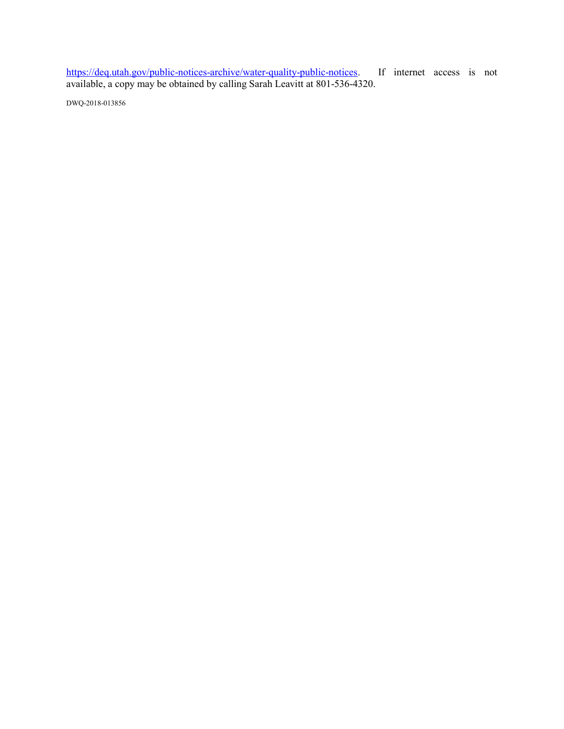https://deq.utah.gov/public-notices-archive/water-quality-public-notices. If internet access is not available, a copy may be obtained by calling Sarah Leavitt at 801-536-4320.

DWQ-2018-013856